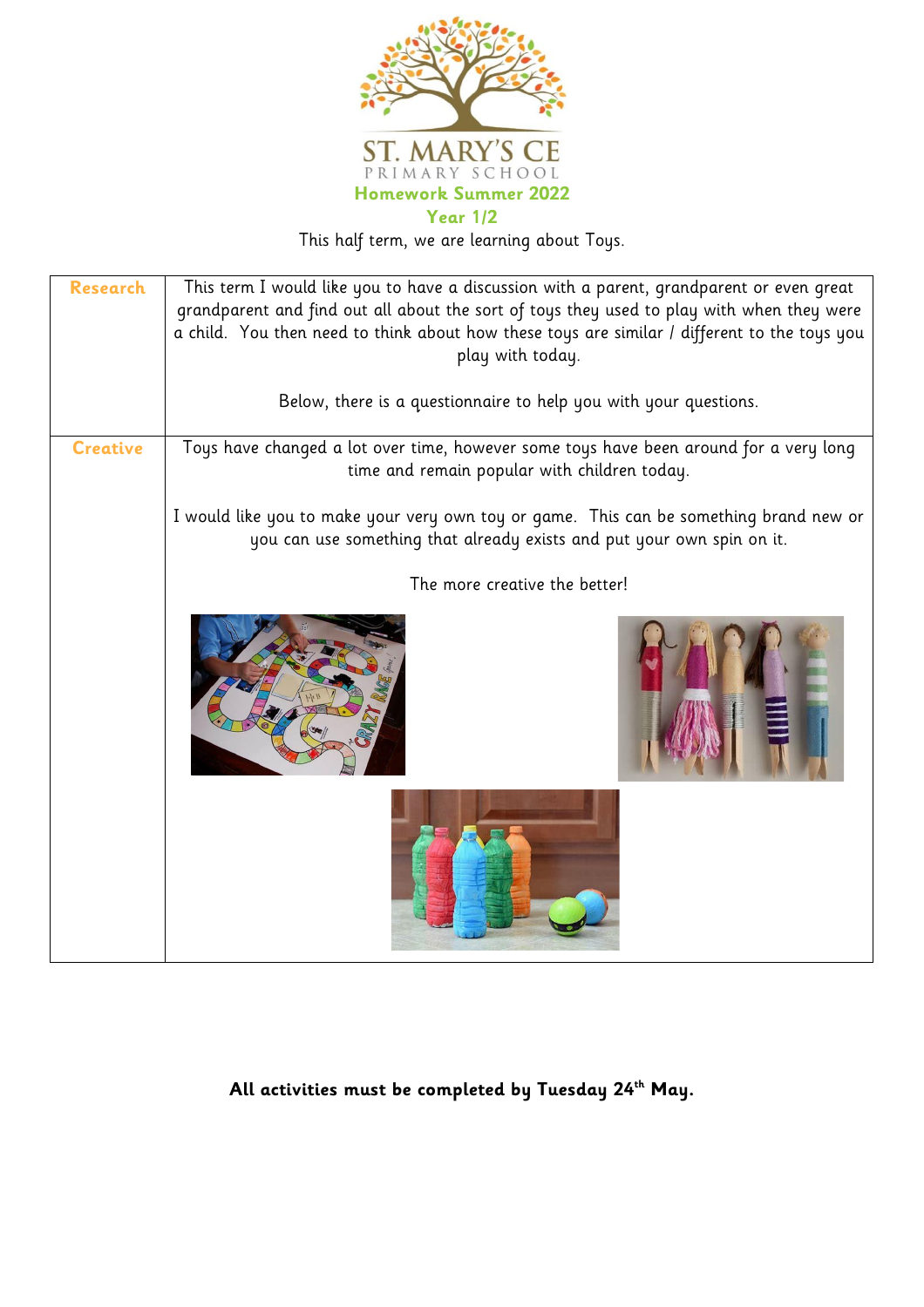ST. MARY'S CE
PRIMARY SCHOOL

**Homework Summer 2022**

**Year 1/2**

This half term, we are learning about Toys.

| | |
|---|---|
| **Research** | This term I would like you to have a discussion with a parent, grandparent or even great grandparent and find out all about the sort of toys they used to play with when they were a child. You then need to think about how these toys are similar / different to the toys you play with today.<br><br>Below, there is a questionnaire to help you with your questions. |
| **Creative** | Toys have changed a lot over time, however some toys have been around for a very long time and remain popular with children today.<br><br>I would like you to make your very own toy or game. This can be something brand new or you can use something that already exists and put your own spin on it.<br><br>The more creative the better! |

**All activities must be completed by Tuesday 24th May.**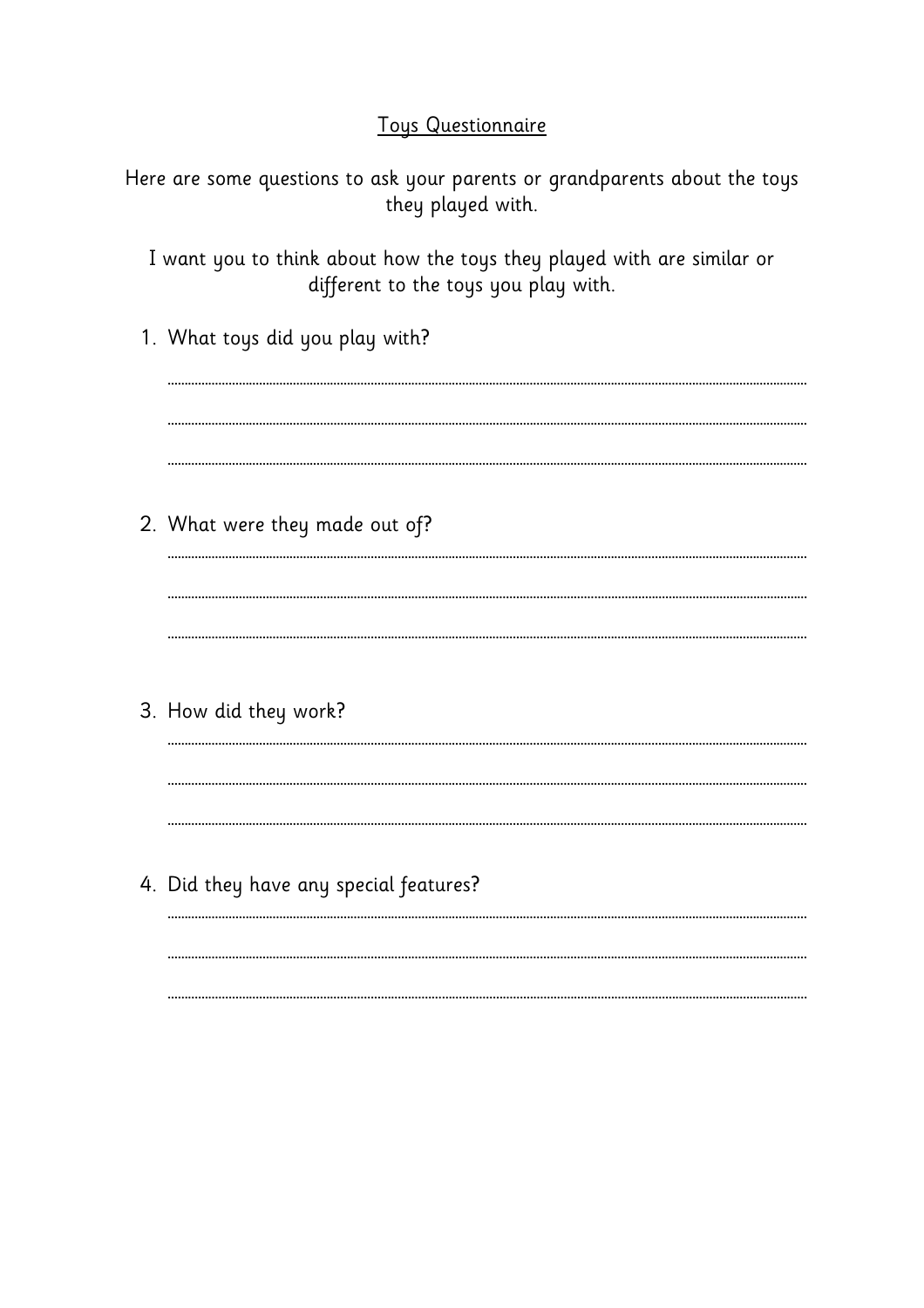# Toys Questionnaire

Here are some questions to ask your parents or grandparents about the toys they played with.

I want you to think about how the toys they played with are similar or different to the toys you play with.

1. What toys did you play with?

..........................................................................................................................................

..........................................................................................................................................

..........................................................................................................................................

2. What were they made out of?

..........................................................................................................................................

..........................................................................................................................................

..........................................................................................................................................

3. How did they work?

..........................................................................................................................................

..........................................................................................................................................

..........................................................................................................................................

4. Did they have any special features?

..........................................................................................................................................

..........................................................................................................................................

..........................................................................................................................................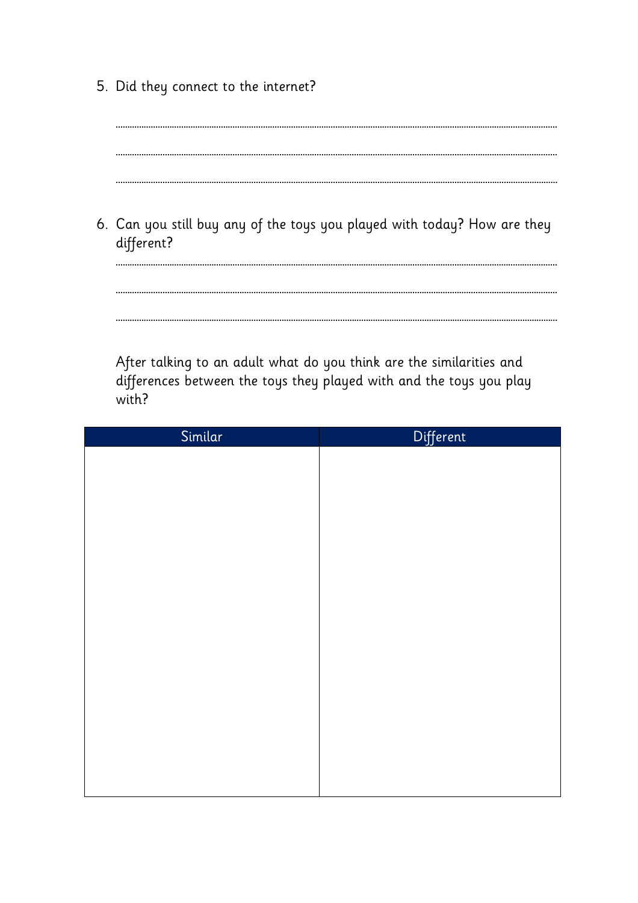5. Did they connect to the internet?

.......................................................................................................................................

.......................................................................................................................................

.......................................................................................................................................

6. Can you still buy any of the toys you played with today? How are they different?

.......................................................................................................................................

.......................................................................................................................................

.......................................................................................................................................

After talking to an adult what do you think are the similarities and differences between the toys they played with and the toys you play with?

| Similar | Different |
| --- | --- |
| | |